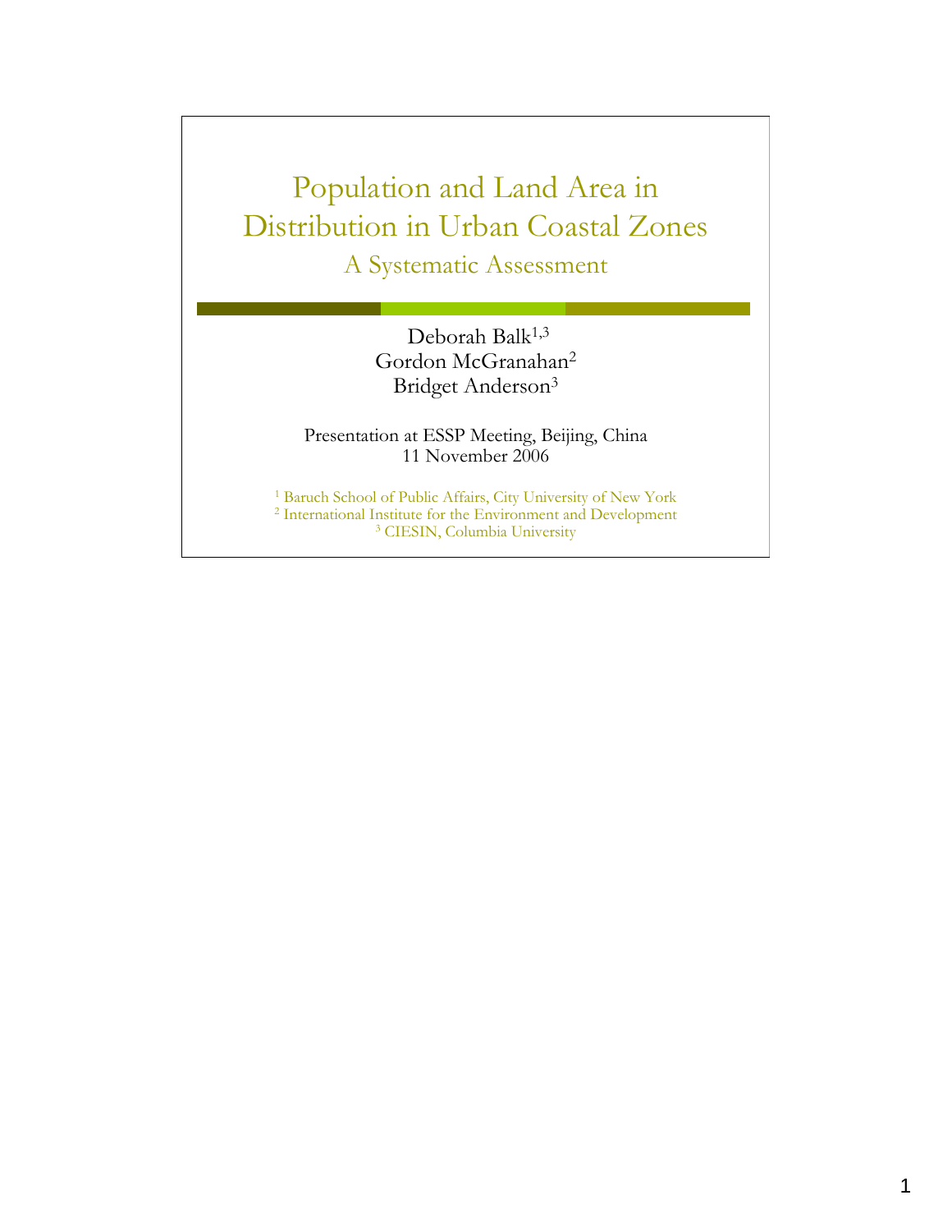# Population and Land Area in Distribution in Urban Coastal Zones

## A Systematic Assessment

Deborah Balk[1,3]
Gordon McGranahan[2]
Bridget Anderson[3]

Presentation at ESSP Meeting, Beijing, China
11 November 2006

[1] Baruch School of Public Affairs, City University of New York
[2] International Institute for the Environment and Development
[3] CIESIN, Columbia University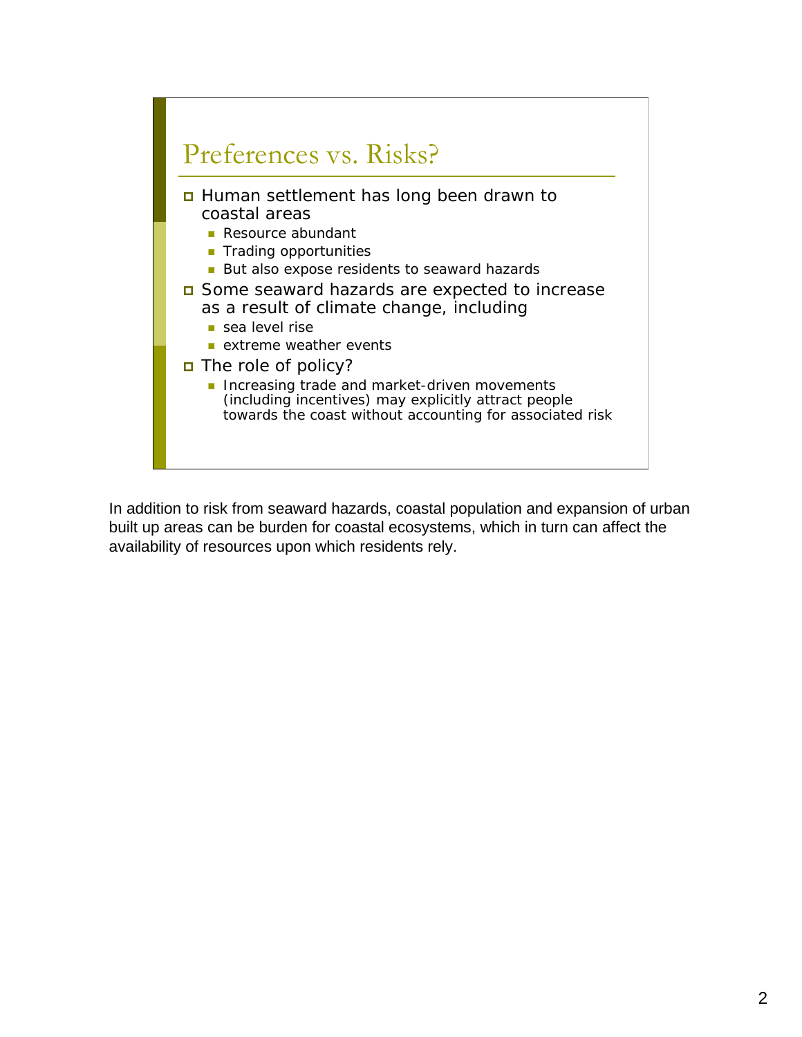## Preferences vs. Risks?

- Human settlement has long been drawn to coastal areas
  - Resource abundant
  - Trading opportunities
  - But also expose residents to seaward hazards
- Some seaward hazards are expected to increase as a result of climate change, including
  - sea level rise
  - extreme weather events
- The role of policy?
  - Increasing trade and market-driven movements (including incentives) may explicitly attract people towards the coast without accounting for associated risk

In addition to risk from seaward hazards, coastal population and expansion of urban built up areas can be burden for coastal ecosystems, which in turn can affect the availability of resources upon which residents rely.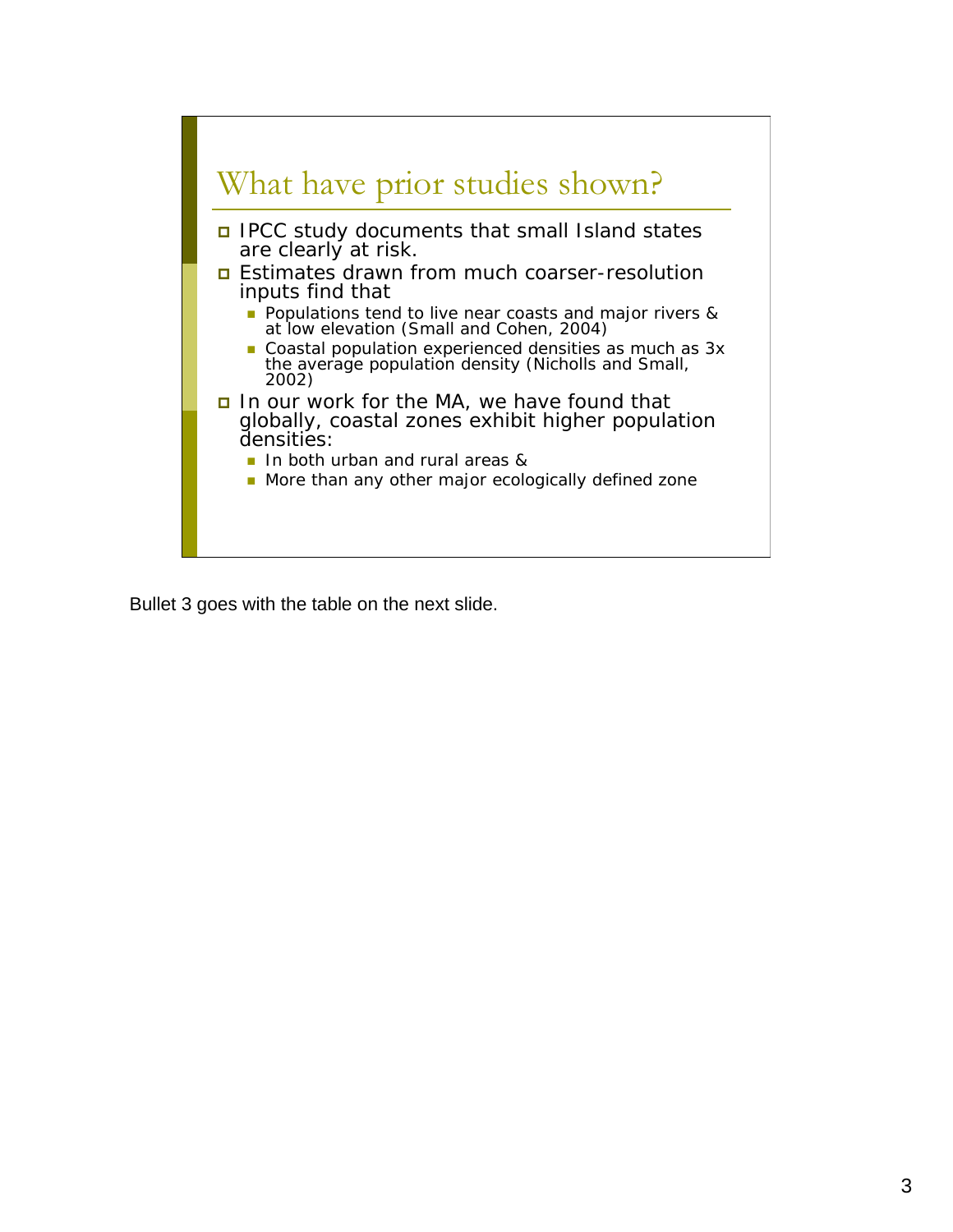## What have prior studies shown?

- IPCC study documents that small Island states are clearly at risk.
- Estimates drawn from much coarser-resolution inputs find that
  - Populations tend to live near coasts and major rivers & at low elevation (Small and Cohen, 2004)
  - Coastal population experienced densities as much as 3x the average population density (Nicholls and Small, 2002)
- In our work for the MA, we have found that globally, coastal zones exhibit higher population densities:
  - In both urban and rural areas &
  - More than any other major ecologically defined zone

Bullet 3 goes with the table on the next slide.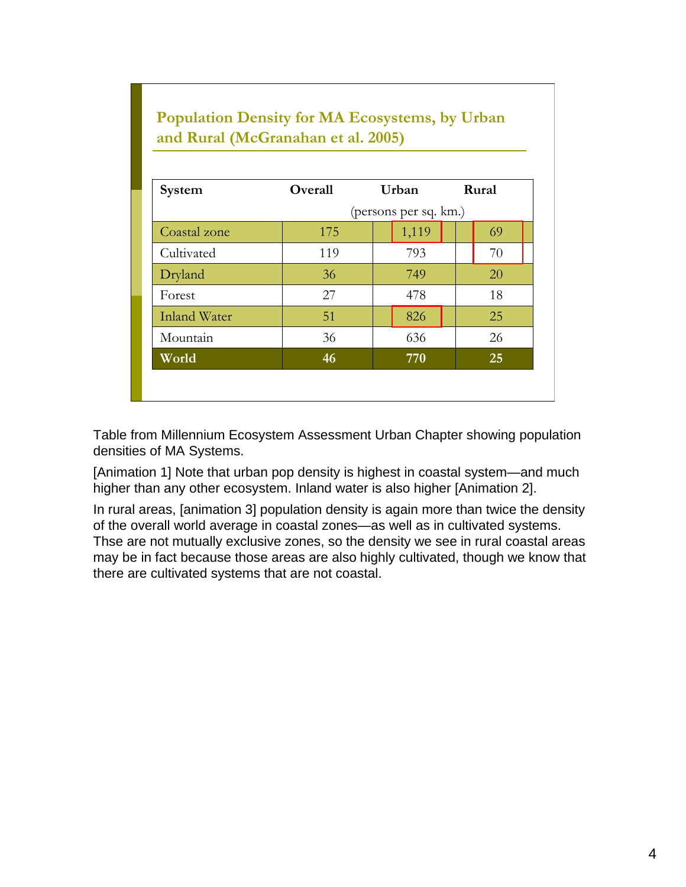## Population Density for MA Ecosystems, by Urban and Rural (McGranahan et al. 2005)

| System | Overall | Urban | Rural |
|---|---|---|---|
| | (persons per sq. km.) | | |
| Coastal zone | 175 | 1,119 | 69 |
| Cultivated | 119 | 793 | 70 |
| Dryland | 36 | 749 | 20 |
| Forest | 27 | 478 | 18 |
| Inland Water | 51 | 826 | 25 |
| Mountain | 36 | 636 | 26 |
| **World** | **46** | **770** | **25** |

Table from Millennium Ecosystem Assessment Urban Chapter showing population densities of MA Systems.

[Animation 1] Note that urban pop density is highest in coastal system—and much higher than any other ecosystem. Inland water is also higher [Animation 2].

In rural areas, [animation 3] population density is again more than twice the density of the overall world average in coastal zones—as well as in cultivated systems. Thse are not mutually exclusive zones, so the density we see in rural coastal areas may be in fact because those areas are also highly cultivated, though we know that there are cultivated systems that are not coastal.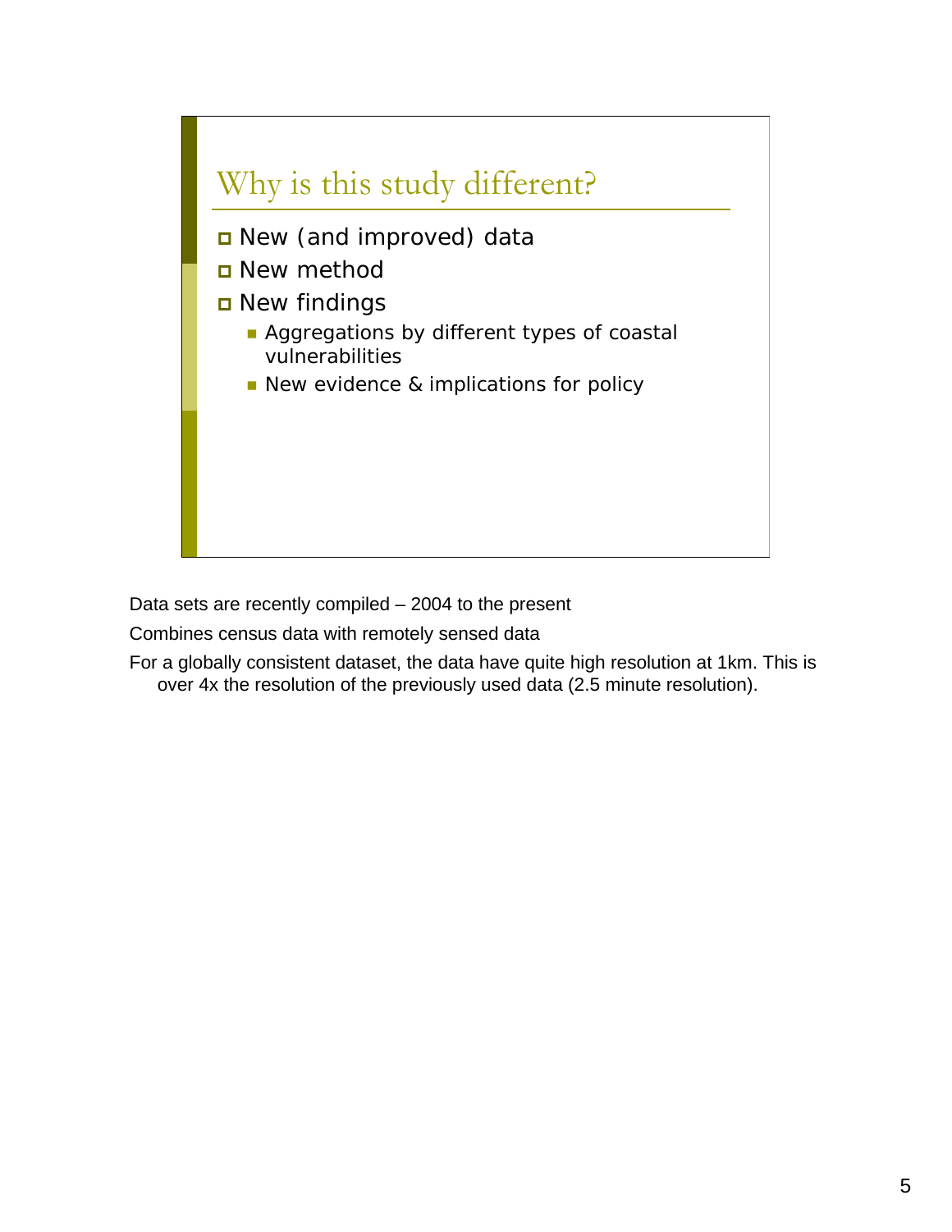## Why is this study different?

- New (and improved) data
- New method
- New findings
  - Aggregations by different types of coastal vulnerabilities
  - New evidence & implications for policy

Data sets are recently compiled – 2004 to the present

Combines census data with remotely sensed data

For a globally consistent dataset, the data have quite high resolution at 1km. This is over 4x the resolution of the previously used data (2.5 minute resolution).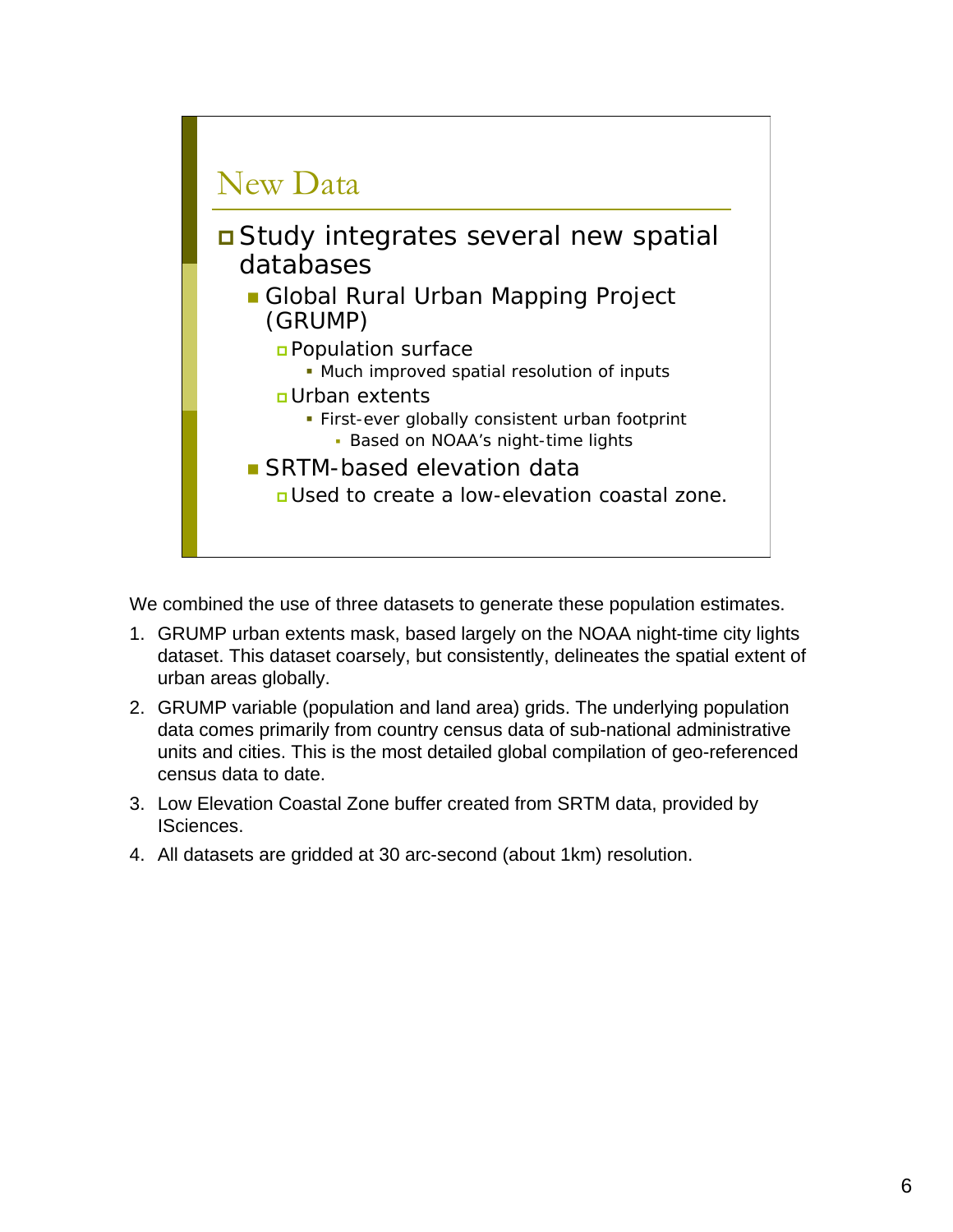## New Data

- Study integrates several new spatial databases
  - Global Rural Urban Mapping Project (GRUMP)
    - Population surface
      - Much improved spatial resolution of inputs
    - Urban extents
      - First-ever globally consistent urban footprint
        - Based on NOAA's night-time lights
  - SRTM-based elevation data
    - Used to create a low-elevation coastal zone.

We combined the use of three datasets to generate these population estimates.

1. GRUMP urban extents mask, based largely on the NOAA night-time city lights dataset. This dataset coarsely, but consistently, delineates the spatial extent of urban areas globally.
2. GRUMP variable (population and land area) grids. The underlying population data comes primarily from country census data of sub-national administrative units and cities. This is the most detailed global compilation of geo-referenced census data to date.
3. Low Elevation Coastal Zone buffer created from SRTM data, provided by ISciences.
4. All datasets are gridded at 30 arc-second (about 1km) resolution.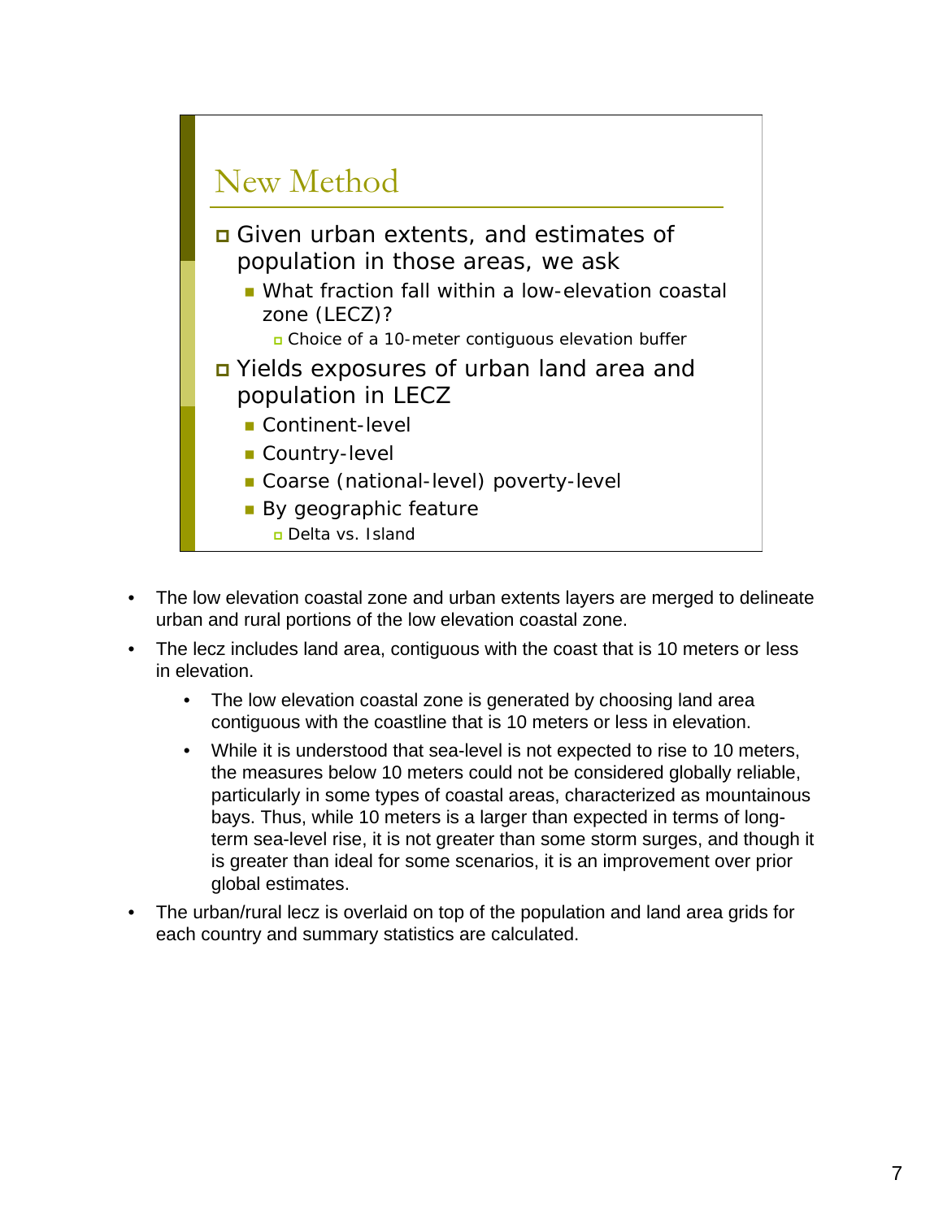## New Method

- Given urban extents, and estimates of population in those areas, we ask
  - What fraction fall within a low-elevation coastal zone (LECZ)?
    - Choice of a 10-meter contiguous elevation buffer
- Yields exposures of urban land area and population in LECZ
  - Continent-level
  - Country-level
  - Coarse (national-level) poverty-level
  - By geographic feature
    - Delta vs. Island

- The low elevation coastal zone and urban extents layers are merged to delineate urban and rural portions of the low elevation coastal zone.
- The lecz includes land area, contiguous with the coast that is 10 meters or less in elevation.
  - The low elevation coastal zone is generated by choosing land area contiguous with the coastline that is 10 meters or less in elevation.
  - While it is understood that sea-level is not expected to rise to 10 meters, the measures below 10 meters could not be considered globally reliable, particularly in some types of coastal areas, characterized as mountainous bays. Thus, while 10 meters is a larger than expected in terms of long-term sea-level rise, it is not greater than some storm surges, and though it is greater than ideal for some scenarios, it is an improvement over prior global estimates.
- The urban/rural lecz is overlaid on top of the population and land area grids for each country and summary statistics are calculated.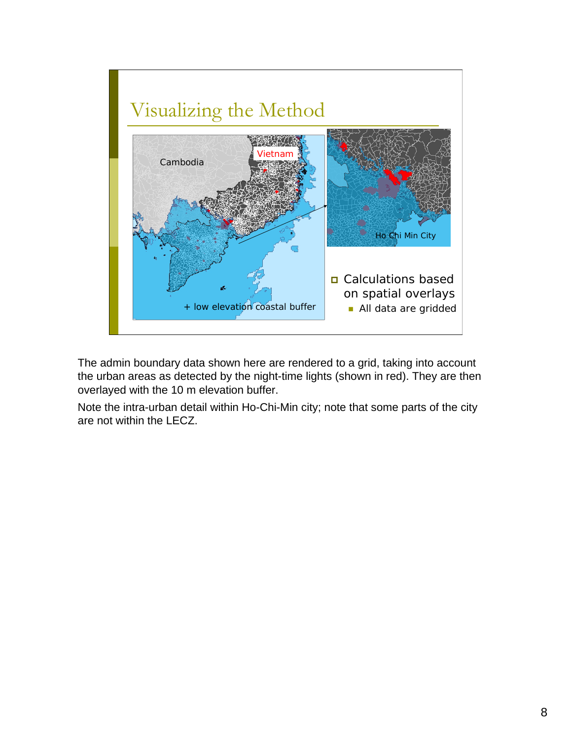# Visualizing the Method

Cambodia

Vietnam

Ho Chi Min City

+ low elevation coastal buffer

- Calculations based on spatial overlays
  - All data are gridded

The admin boundary data shown here are rendered to a grid, taking into account the urban areas as detected by the night-time lights (shown in red). They are then overlayed with the 10 m elevation buffer.

Note the intra-urban detail within Ho-Chi-Min city; note that some parts of the city are not within the LECZ.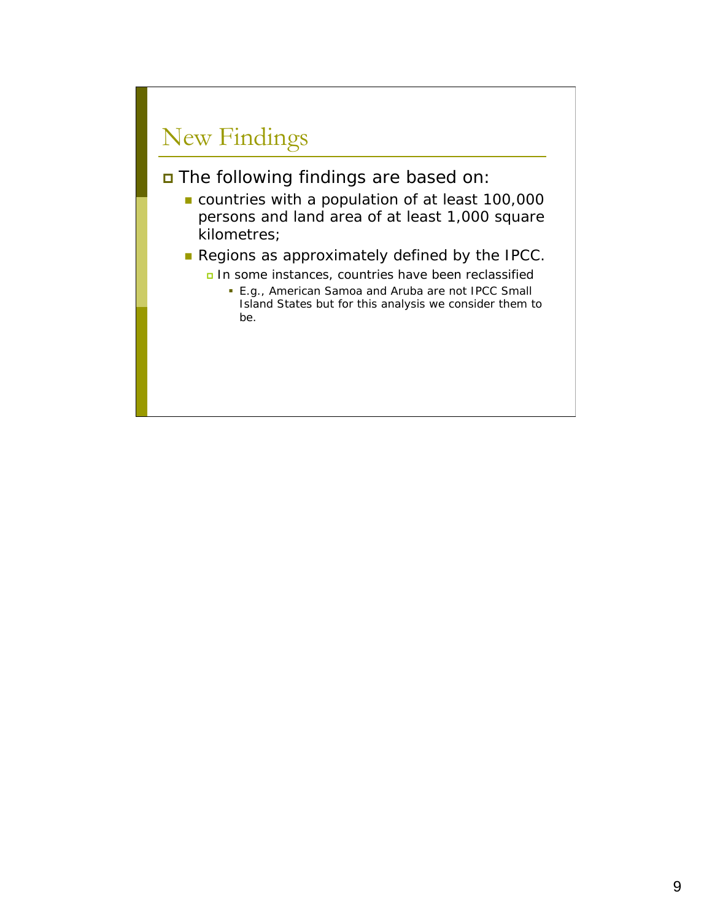# New Findings

- The following findings are based on:
  - countries with a population of at least 100,000 persons and land area of at least 1,000 square kilometres;
  - Regions as approximately defined by the IPCC.
    - In some instances, countries have been reclassified
      - E.g., American Samoa and Aruba are not IPCC Small Island States but for this analysis we consider them to be.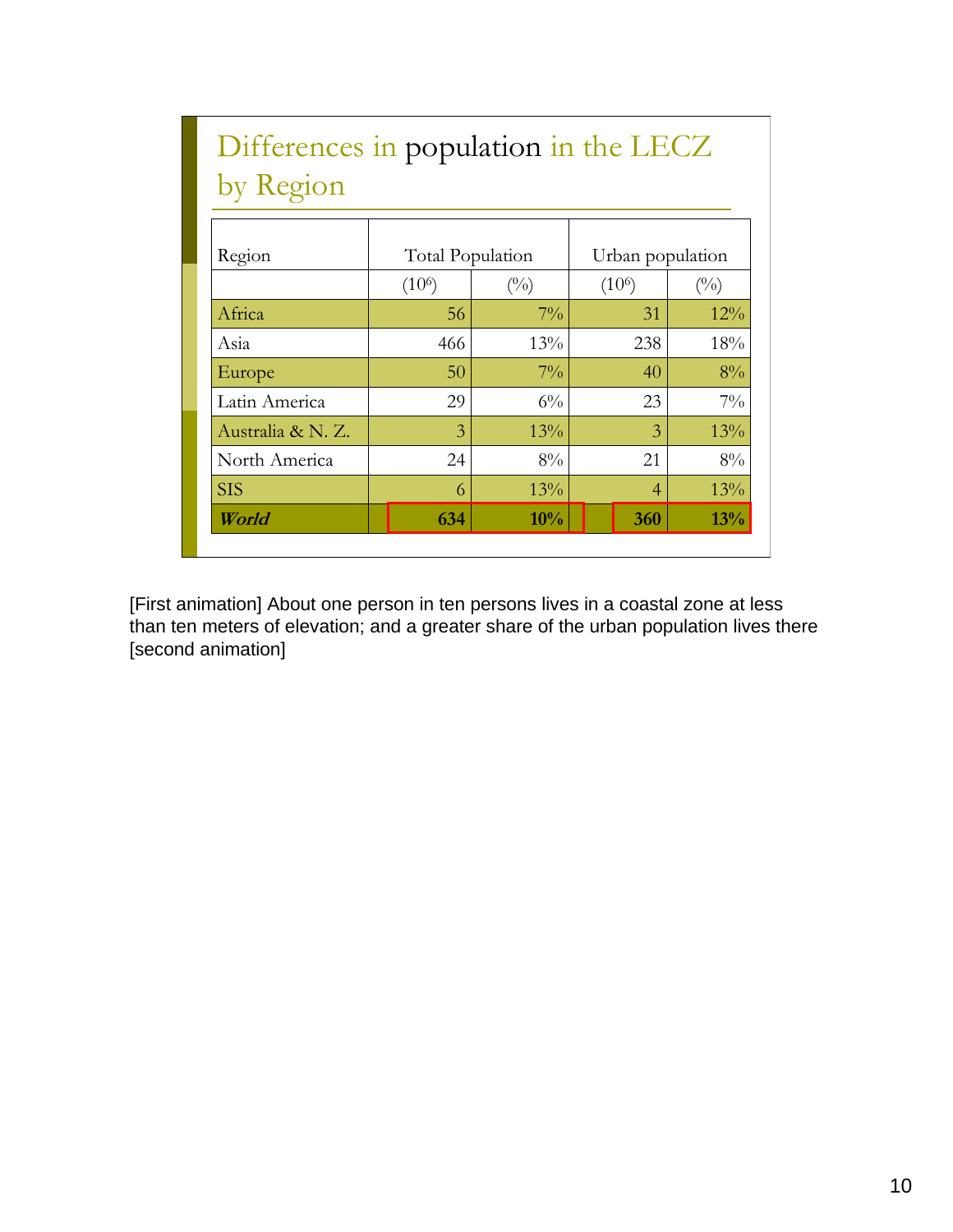## Differences in population in the LECZ by Region

| Region | Total Population | | Urban population | |
|---|---|---|---|---|
| | ($10^6$) | (%) | ($10^6$) | (%) |
| Africa | 56 | 7% | 31 | 12% |
| Asia | 466 | 13% | 238 | 18% |
| Europe | 50 | 7% | 40 | 8% |
| Latin America | 29 | 6% | 23 | 7% |
| Australia & N. Z. | 3 | 13% | 3 | 13% |
| North America | 24 | 8% | 21 | 8% |
| SIS | 6 | 13% | 4 | 13% |
| ***World*** | **634** | **10%** | **360** | **13%** |

[First animation] About one person in ten persons lives in a coastal zone at less than ten meters of elevation; and a greater share of the urban population lives there [second animation]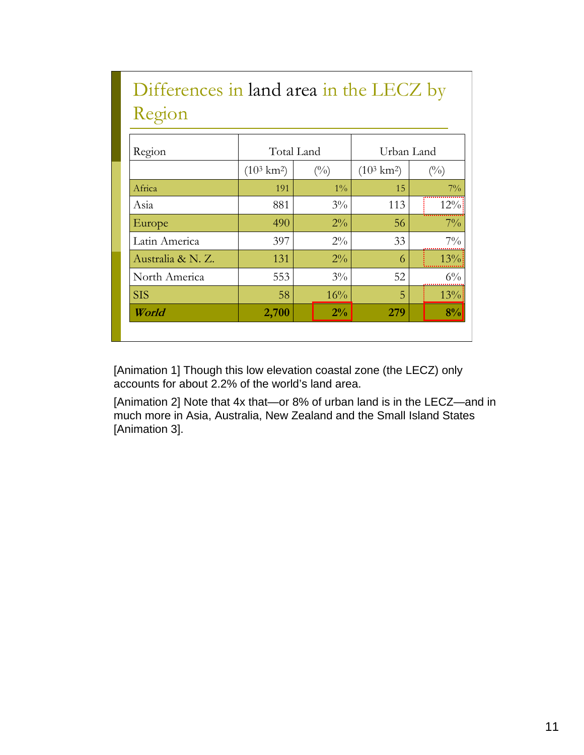# Differences in land area in the LECZ by Region

| Region | Total Land | | Urban Land | |
|---|---|---|---|---|
| | ($10^3$ km$^2$) | (%) | ($10^3$ km$^2$) | (%) |
| Africa | 191 | 1% | 15 | 7% |
| Asia | 881 | 3% | 113 | 12% |
| Europe | 490 | 2% | 56 | 7% |
| Latin America | 397 | 2% | 33 | 7% |
| Australia & N. Z. | 131 | 2% | 6 | 13% |
| North America | 553 | 3% | 52 | 6% |
| SIS | 58 | 16% | 5 | 13% |
| ***World*** | **2,700** | **2%** | **279** | **8%** |

[Animation 1] Though this low elevation coastal zone (the LECZ) only accounts for about 2.2% of the world's land area.

[Animation 2] Note that 4x that—or 8% of urban land is in the LECZ—and in much more in Asia, Australia, New Zealand and the Small Island States [Animation 3].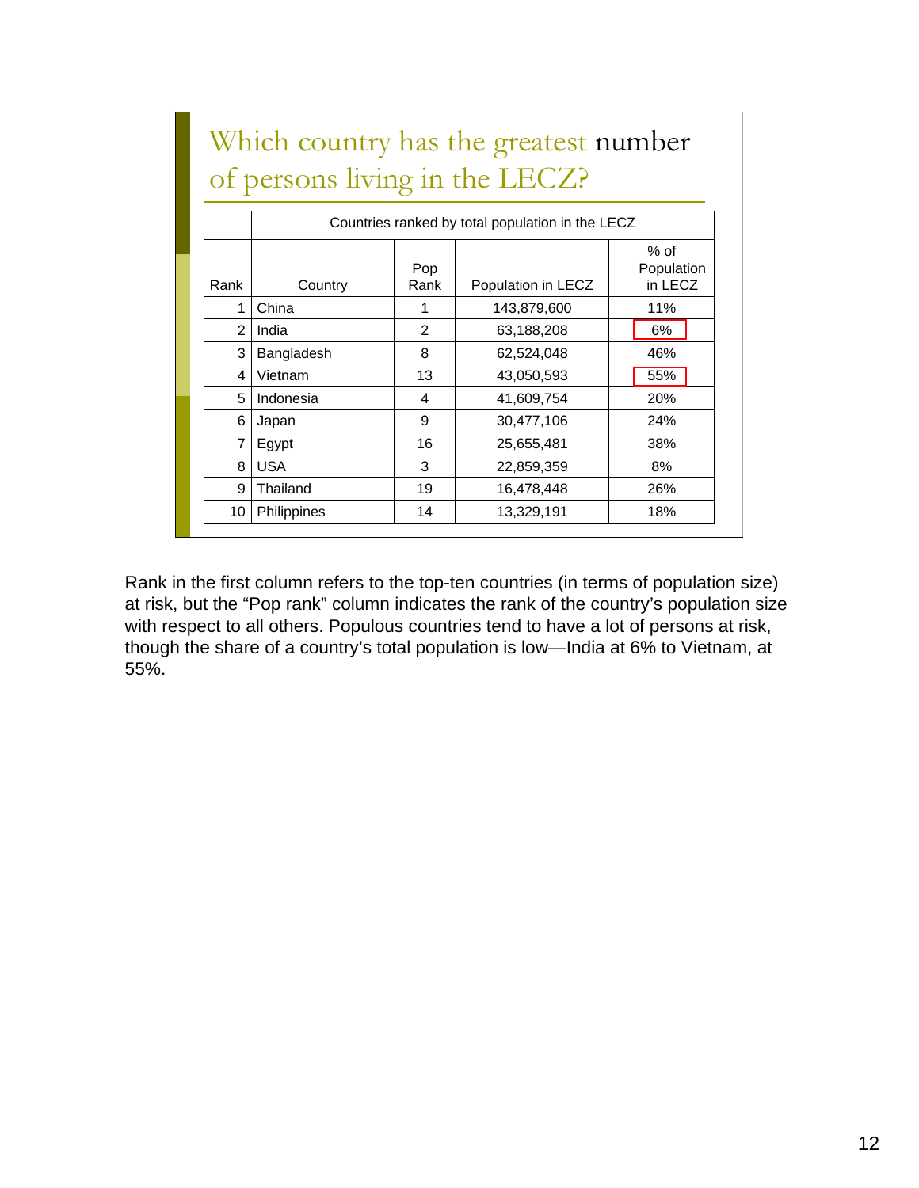## Which country has the greatest number of persons living in the LECZ?

| | Countries ranked by total population in the LECZ | | | |
|---|---|---|---|---|
| Rank | Country | Pop Rank | Population in LECZ | % of Population in LECZ |
| 1 | China | 1 | 143,879,600 | 11% |
| 2 | India | 2 | 63,188,208 | 6% |
| 3 | Bangladesh | 8 | 62,524,048 | 46% |
| 4 | Vietnam | 13 | 43,050,593 | 55% |
| 5 | Indonesia | 4 | 41,609,754 | 20% |
| 6 | Japan | 9 | 30,477,106 | 24% |
| 7 | Egypt | 16 | 25,655,481 | 38% |
| 8 | USA | 3 | 22,859,359 | 8% |
| 9 | Thailand | 19 | 16,478,448 | 26% |
| 10 | Philippines | 14 | 13,329,191 | 18% |

Rank in the first column refers to the top-ten countries (in terms of population size) at risk, but the "Pop rank" column indicates the rank of the country's population size with respect to all others. Populous countries tend to have a lot of persons at risk, though the share of a country's total population is low—India at 6% to Vietnam, at 55%.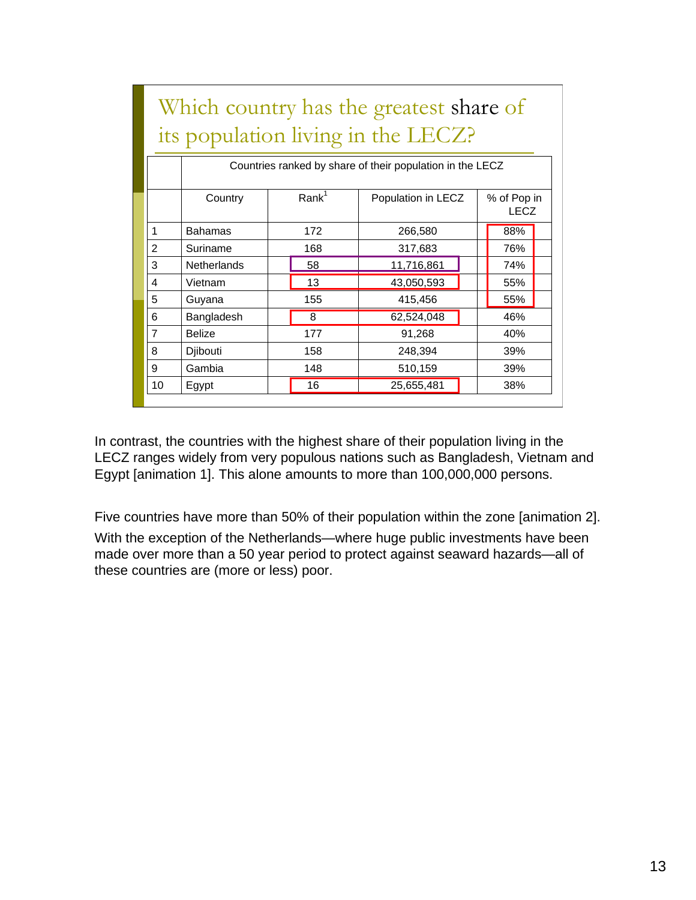## Which country has the greatest share of its population living in the LECZ?

| | Countries ranked by share of their population in the LECZ | | | |
|---|---|---|---|---|
| | Country | Rank[1] | Population in LECZ | % of Pop in LECZ |
| 1 | Bahamas | 172 | 266,580 | 88% |
| 2 | Suriname | 168 | 317,683 | 76% |
| 3 | Netherlands | 58 | 11,716,861 | 74% |
| 4 | Vietnam | 13 | 43,050,593 | 55% |
| 5 | Guyana | 155 | 415,456 | 55% |
| 6 | Bangladesh | 8 | 62,524,048 | 46% |
| 7 | Belize | 177 | 91,268 | 40% |
| 8 | Djibouti | 158 | 248,394 | 39% |
| 9 | Gambia | 148 | 510,159 | 39% |
| 10 | Egypt | 16 | 25,655,481 | 38% |

In contrast, the countries with the highest share of their population living in the LECZ ranges widely from very populous nations such as Bangladesh, Vietnam and Egypt [animation 1]. This alone amounts to more than 100,000,000 persons.

Five countries have more than 50% of their population within the zone [animation 2].

With the exception of the Netherlands—where huge public investments have been made over more than a 50 year period to protect against seaward hazards—all of these countries are (more or less) poor.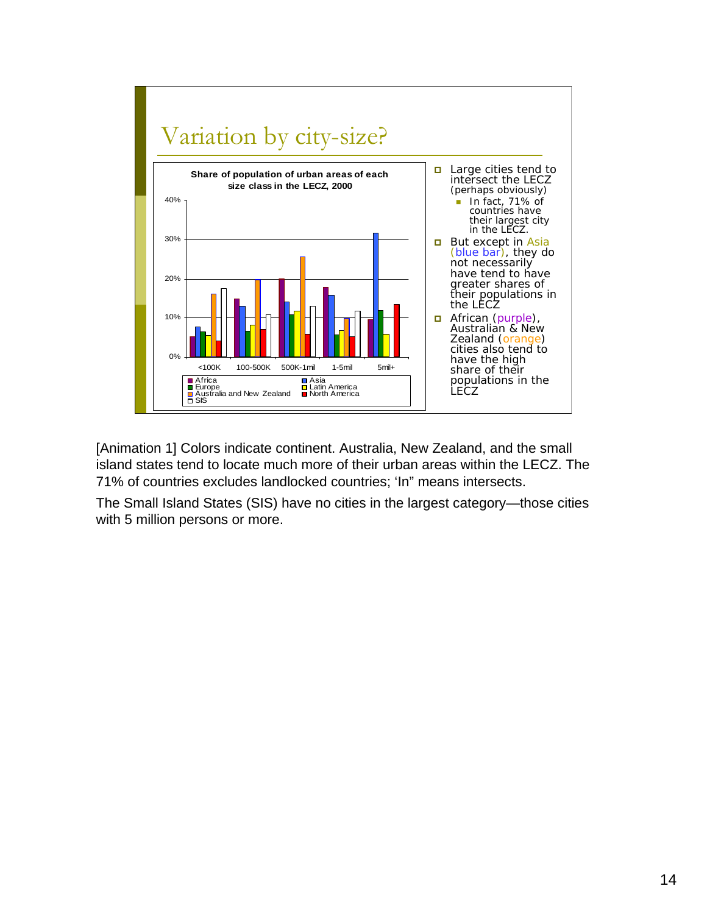# Variation by city-size?

**Share of population of urban areas of each size class in the LECZ, 2000**

- Large cities tend to intersect the LECZ (perhaps obviously)
  - In fact, 71% of countries have their largest city in the LECZ.
- But except in Asia (blue bar), they do not necessarily have tend to have greater shares of their populations in the LECZ
- African (purple), Australian & New Zealand (orange) cities also tend to have the high share of their populations in the LECZ

[Animation 1] Colors indicate continent. Australia, New Zealand, and the small island states tend to locate much more of their urban areas within the LECZ. The 71% of countries excludes landlocked countries; 'In" means intersects.

The Small Island States (SIS) have no cities in the largest category—those cities with 5 million persons or more.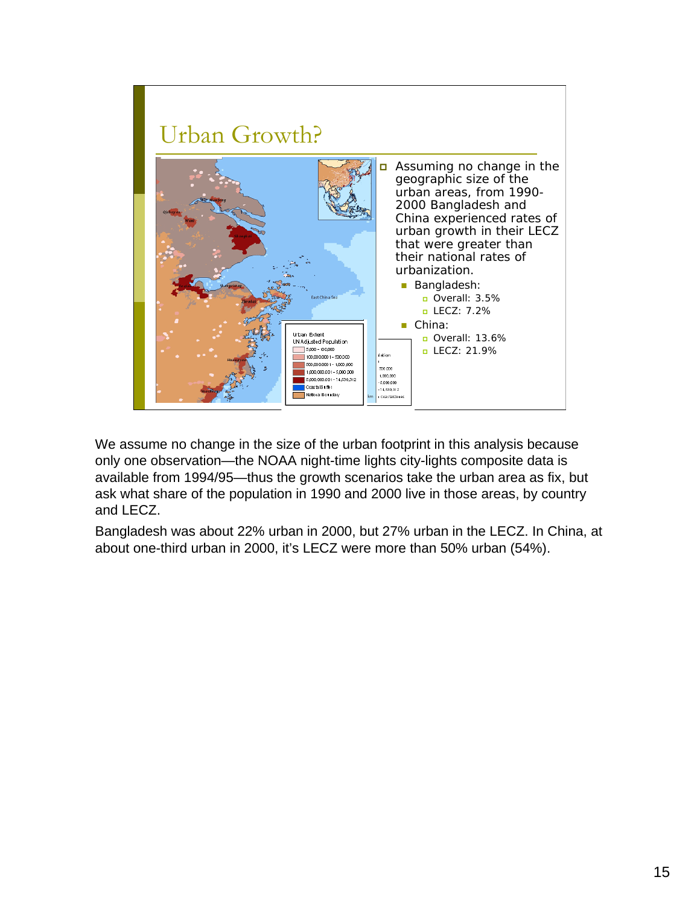## Urban Growth?

- Assuming no change in the geographic size of the urban areas, from 1990-2000 Bangladesh and China experienced rates of urban growth in their LECZ that were greater than their national rates of urbanization.
  - Bangladesh:
    - Overall: 3.5%
    - LECZ: 7.2%
  - China:
    - Overall: 13.6%
    - LECZ: 21.9%

We assume no change in the size of the urban footprint in this analysis because only one observation—the NOAA night-time lights city-lights composite data is available from 1994/95—thus the growth scenarios take the urban area as fix, but ask what share of the population in 1990 and 2000 live in those areas, by country and LECZ.

Bangladesh was about 22% urban in 2000, but 27% urban in the LECZ. In China, at about one-third urban in 2000, it's LECZ were more than 50% urban (54%).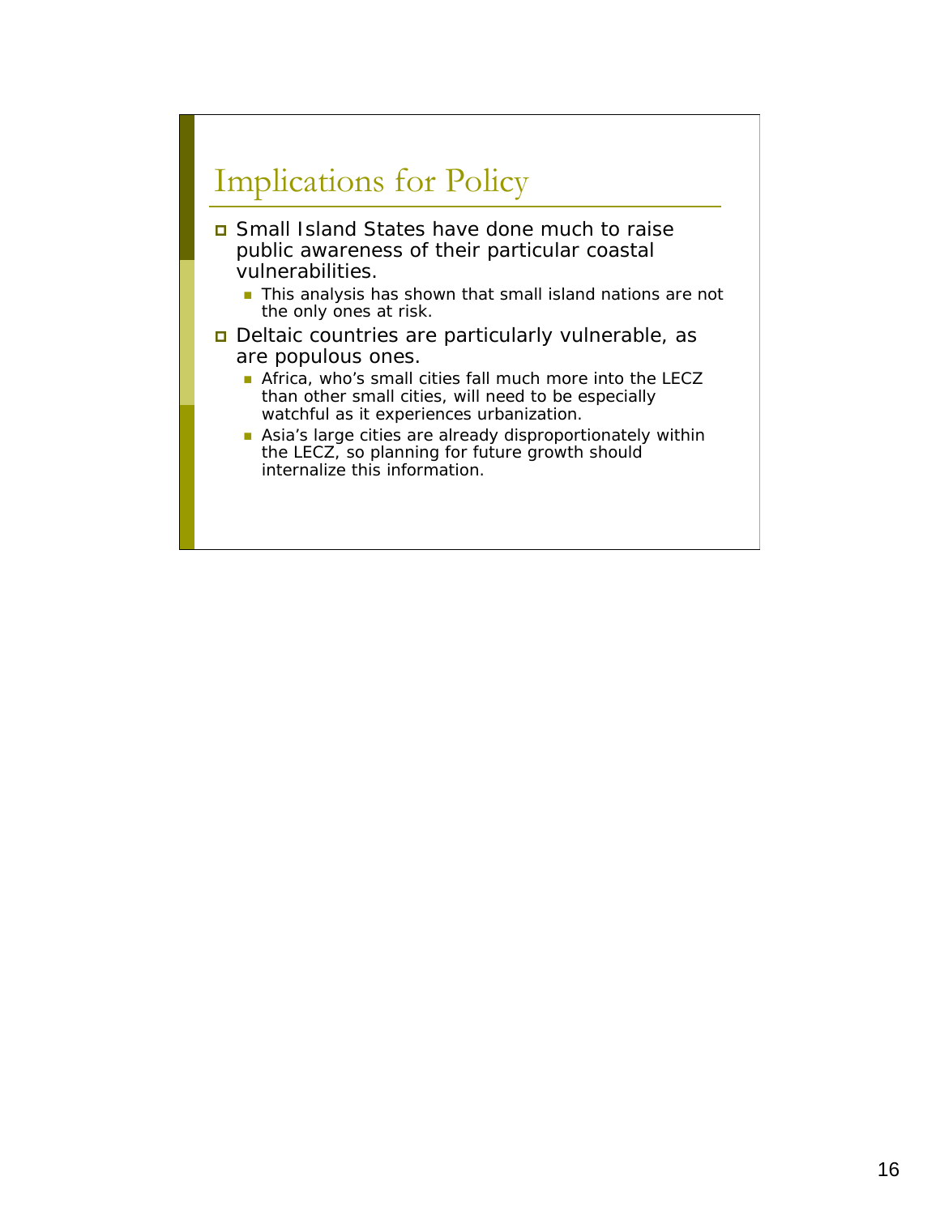# Implications for Policy

- Small Island States have done much to raise public awareness of their particular coastal vulnerabilities.
  - This analysis has shown that small island nations are not the only ones at risk.
- Deltaic countries are particularly vulnerable, as are populous ones.
  - Africa, who's small cities fall much more into the LECZ than other small cities, will need to be especially watchful as it experiences urbanization.
  - Asia's large cities are already disproportionately within the LECZ, so planning for future growth should internalize this information.